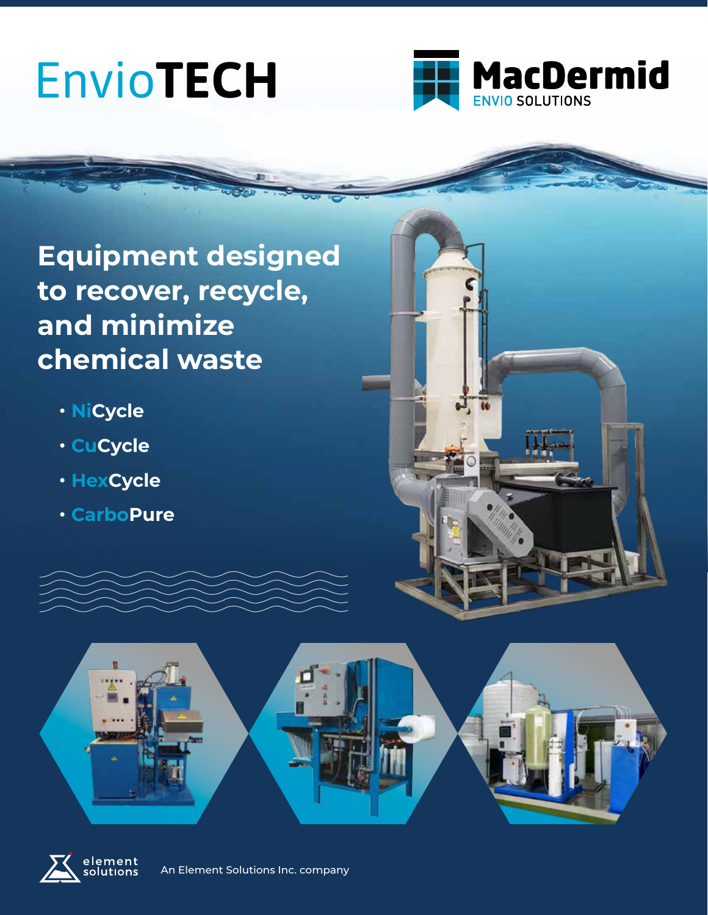# EnvioTECH

MacDermid
ENVIO SOLUTIONS

## Equipment designed to recover, recycle, and minimize chemical waste

- NiCycle
- CuCycle
- HexCycle
- CarboPure

element solutions

An Element Solutions Inc. company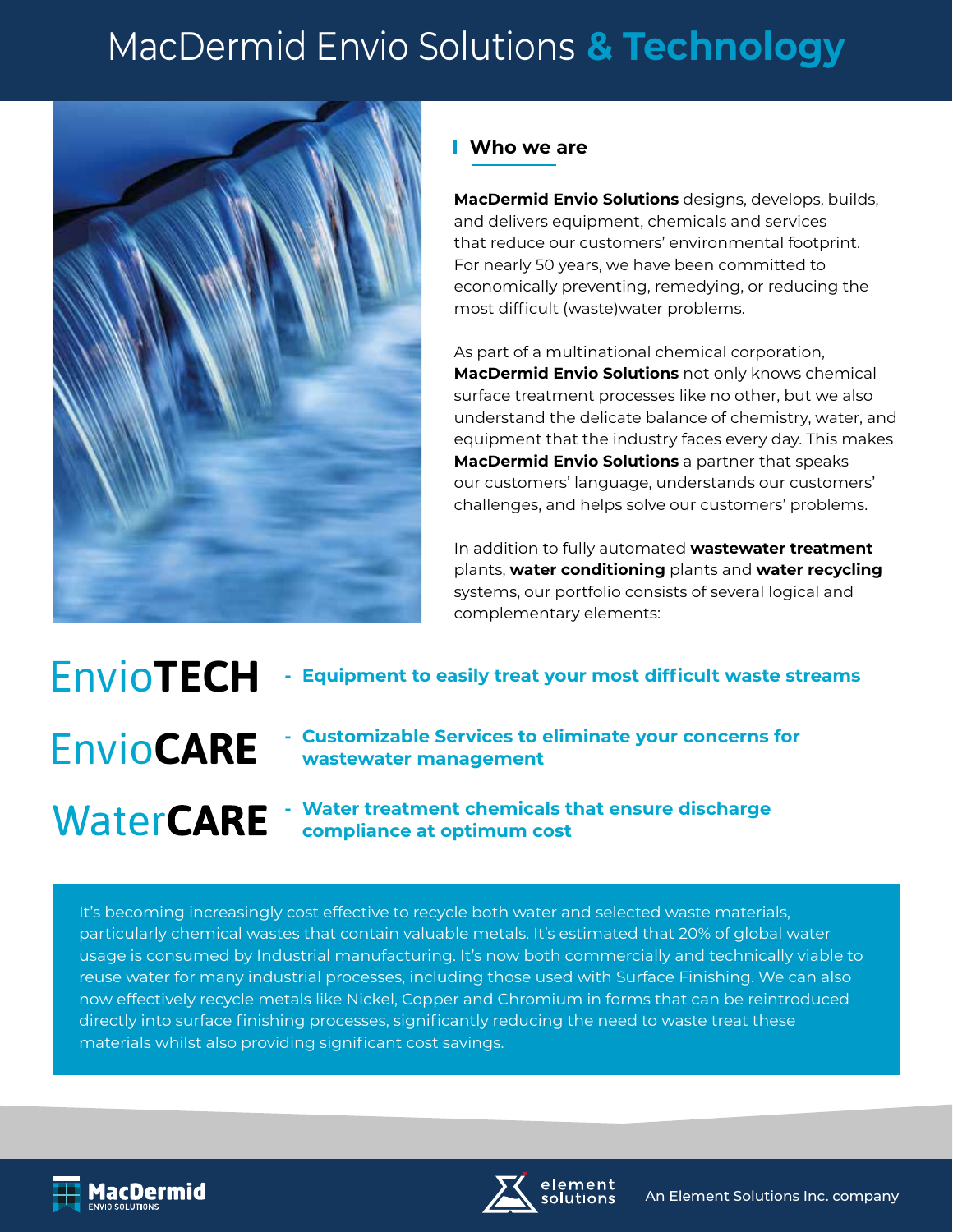# MacDermid Envio Solutions & Technology

## Who we are

**MacDermid Envio Solutions** designs, develops, builds, and delivers equipment, chemicals and services that reduce our customers' environmental footprint. For nearly 50 years, we have been committed to economically preventing, remedying, or reducing the most difficult (waste)water problems.

As part of a multinational chemical corporation, **MacDermid Envio Solutions** not only knows chemical surface treatment processes like no other, but we also understand the delicate balance of chemistry, water, and equipment that the industry faces every day. This makes **MacDermid Envio Solutions** a partner that speaks our customers' language, understands our customers' challenges, and helps solve our customers' problems.

In addition to fully automated **wastewater treatment** plants, **water conditioning** plants and **water recycling** systems, our portfolio consists of several logical and complementary elements:

- Envio**TECH** - **Equipment to easily treat your most difficult waste streams**
- Envio**CARE** - **Customizable Services to eliminate your concerns for wastewater management**
- Water**CARE** - **Water treatment chemicals that ensure discharge compliance at optimum cost**

It's becoming increasingly cost effective to recycle both water and selected waste materials, particularly chemical wastes that contain valuable metals. It's estimated that 20% of global water usage is consumed by Industrial manufacturing. It's now both commercially and technically viable to reuse water for many industrial processes, including those used with Surface Finishing. We can also now effectively recycle metals like Nickel, Copper and Chromium in forms that can be reintroduced directly into surface finishing processes, significantly reducing the need to waste treat these materials whilst also providing significant cost savings.

MacDermid ENVIO SOLUTIONS

element solutions — An Element Solutions Inc. company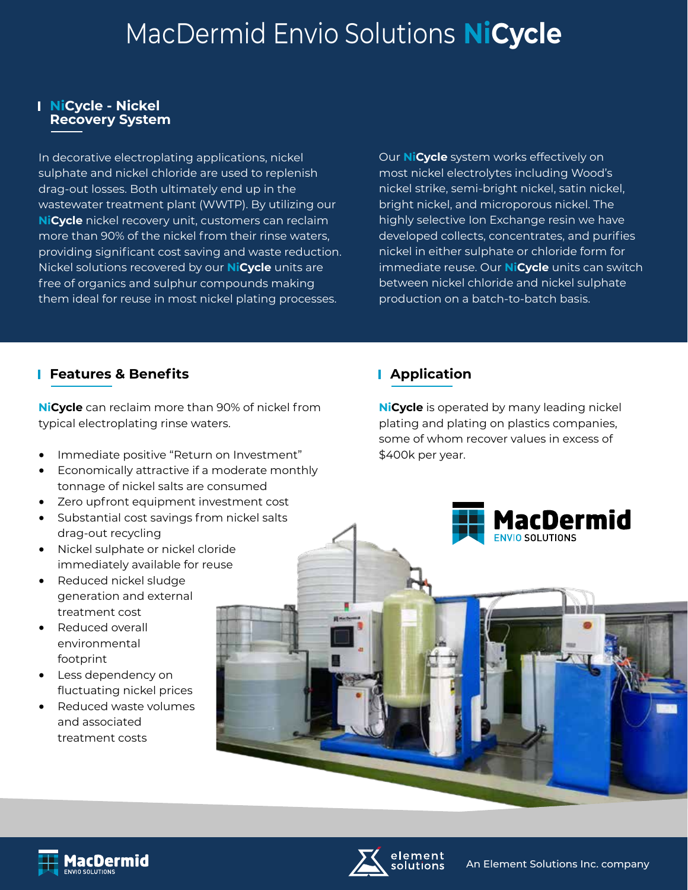# MacDermid Envio Solutions NiCycle

## NiCycle - Nickel Recovery System

In decorative electroplating applications, nickel sulphate and nickel chloride are used to replenish drag-out losses. Both ultimately end up in the wastewater treatment plant (WWTP). By utilizing our **NiCycle** nickel recovery unit, customers can reclaim more than 90% of the nickel from their rinse waters, providing significant cost saving and waste reduction. Nickel solutions recovered by our **NiCycle** units are free of organics and sulphur compounds making them ideal for reuse in most nickel plating processes.

Our **NiCycle** system works effectively on most nickel electrolytes including Wood's nickel strike, semi-bright nickel, satin nickel, bright nickel, and microporous nickel. The highly selective Ion Exchange resin we have developed collects, concentrates, and purifies nickel in either sulphate or chloride form for immediate reuse. Our **NiCycle** units can switch between nickel chloride and nickel sulphate production on a batch-to-batch basis.

## Features & Benefits

**NiCycle** can reclaim more than 90% of nickel from typical electroplating rinse waters.

- Immediate positive "Return on Investment"
- Economically attractive if a moderate monthly tonnage of nickel salts are consumed
- Zero upfront equipment investment cost
- Substantial cost savings from nickel salts drag-out recycling
- Nickel sulphate or nickel cloride immediately available for reuse
- Reduced nickel sludge generation and external treatment cost
- Reduced overall environmental footprint
- Less dependency on fluctuating nickel prices
- Reduced waste volumes and associated treatment costs

## Application

**NiCycle** is operated by many leading nickel plating and plating on plastics companies, some of whom recover values in excess of $400k per year.

MacDermid ENVIO SOLUTIONS

An Element Solutions Inc. company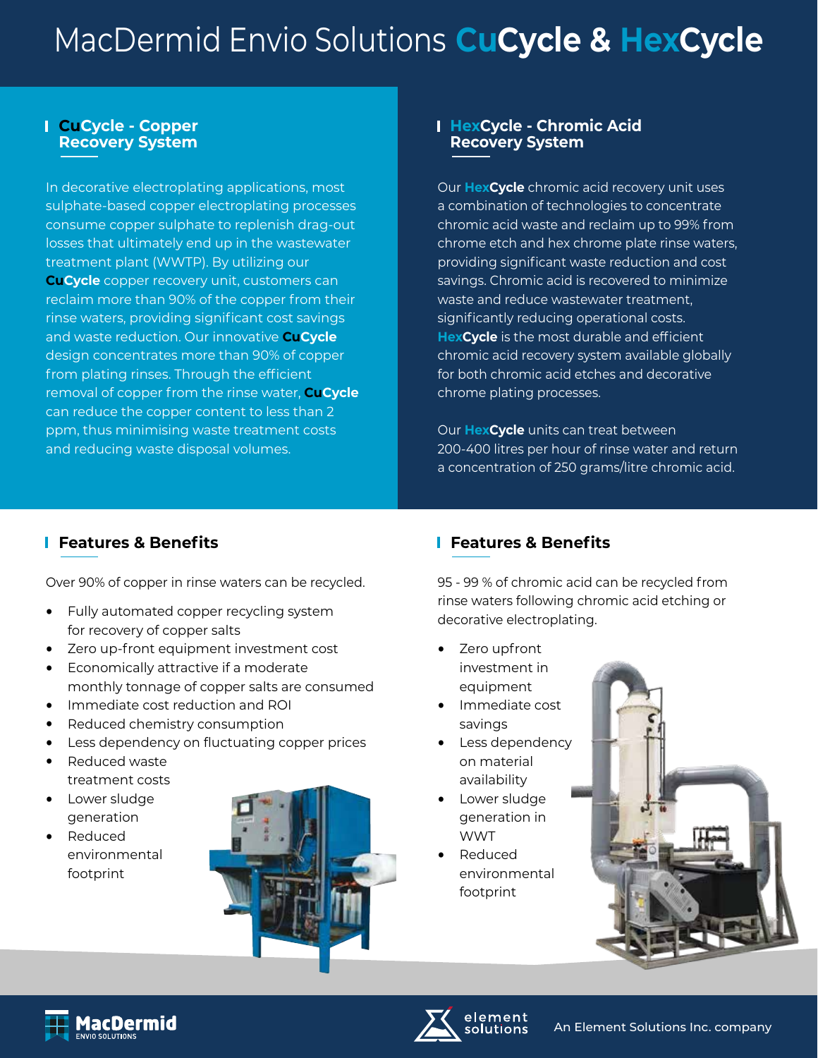# MacDermid Envio Solutions **CuCycle** & **HexCycle**

## CuCycle - Copper Recovery System

In decorative electroplating applications, most sulphate-based copper electroplating processes consume copper sulphate to replenish drag-out losses that ultimately end up in the wastewater treatment plant (WWTP). By utilizing our **CuCycle** copper recovery unit, customers can reclaim more than 90% of the copper from their rinse waters, providing significant cost savings and waste reduction. Our innovative **CuCycle** design concentrates more than 90% of copper from plating rinses. Through the efficient removal of copper from the rinse water, **CuCycle** can reduce the copper content to less than 2 ppm, thus minimising waste treatment costs and reducing waste disposal volumes.

### Features & Benefits

Over 90% of copper in rinse waters can be recycled.

- Fully automated copper recycling system for recovery of copper salts
- Zero up-front equipment investment cost
- Economically attractive if a moderate monthly tonnage of copper salts are consumed
- Immediate cost reduction and ROI
- Reduced chemistry consumption
- Less dependency on fluctuating copper prices
- Reduced waste treatment costs
- Lower sludge generation
- Reduced environmental footprint

## HexCycle - Chromic Acid Recovery System

Our **HexCycle** chromic acid recovery unit uses a combination of technologies to concentrate chromic acid waste and reclaim up to 99% from chrome etch and hex chrome plate rinse waters, providing significant waste reduction and cost savings. Chromic acid is recovered to minimize waste and reduce wastewater treatment, significantly reducing operational costs. **HexCycle** is the most durable and efficient chromic acid recovery system available globally for both chromic acid etches and decorative chrome plating processes.

Our **HexCycle** units can treat between 200-400 litres per hour of rinse water and return a concentration of 250 grams/litre chromic acid.

### Features & Benefits

95 - 99 % of chromic acid can be recycled from rinse waters following chromic acid etching or decorative electroplating.

- Zero upfront investment in equipment
- Immediate cost savings
- Less dependency on material availability
- Lower sludge generation in WWT
- Reduced environmental footprint

MacDermid ENVIO SOLUTIONS

element solutions — An Element Solutions Inc. company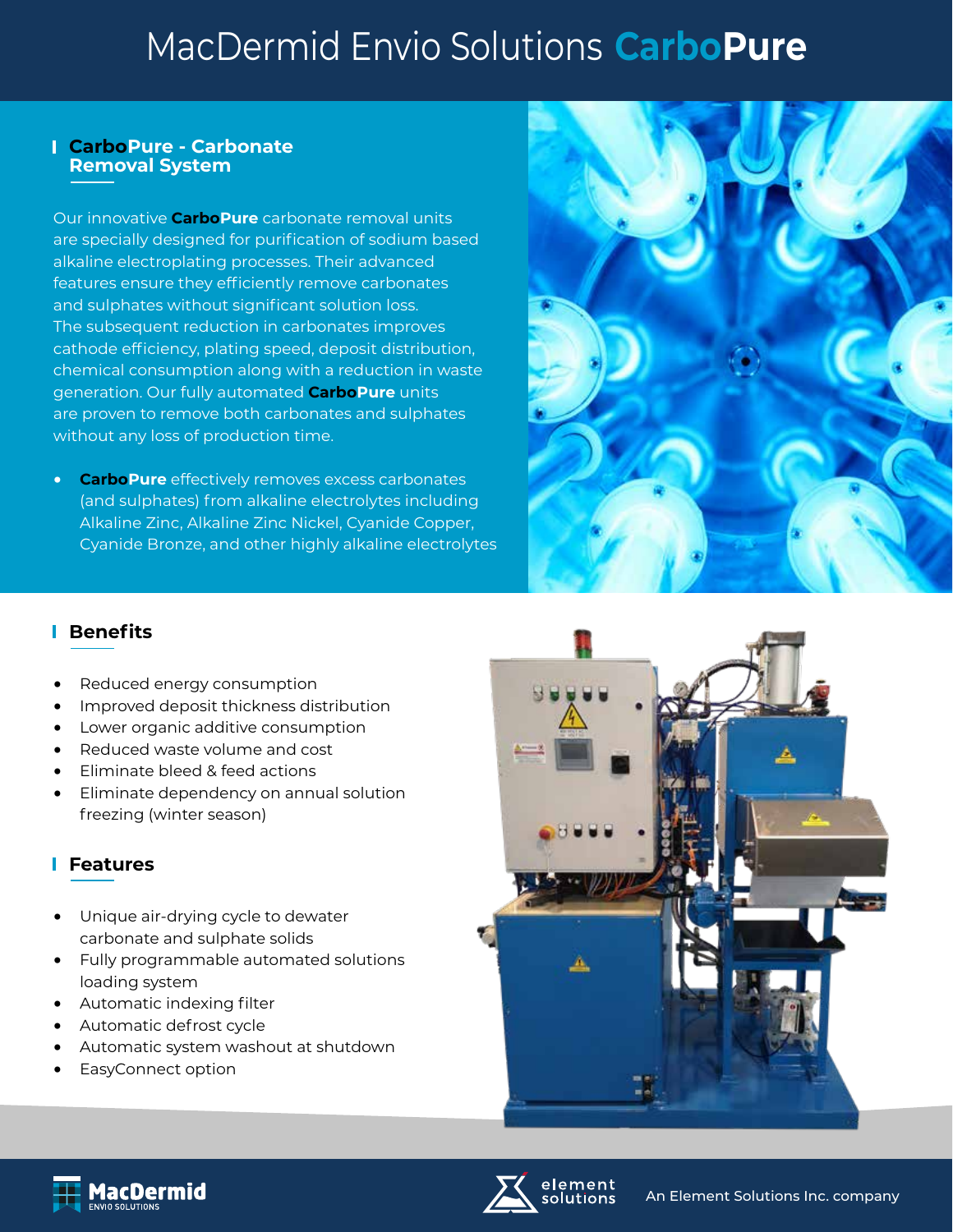# MacDermid Envio Solutions CarboPure

## CarboPure - Carbonate Removal System

Our innovative **CarboPure** carbonate removal units are specially designed for purification of sodium based alkaline electroplating processes. Their advanced features ensure they efficiently remove carbonates and sulphates without significant solution loss. The subsequent reduction in carbonates improves cathode efficiency, plating speed, deposit distribution, chemical consumption along with a reduction in waste generation. Our fully automated **CarboPure** units are proven to remove both carbonates and sulphates without any loss of production time.

- **CarboPure** effectively removes excess carbonates (and sulphates) from alkaline electrolytes including Alkaline Zinc, Alkaline Zinc Nickel, Cyanide Copper, Cyanide Bronze, and other highly alkaline electrolytes

## Benefits

- Reduced energy consumption
- Improved deposit thickness distribution
- Lower organic additive consumption
- Reduced waste volume and cost
- Eliminate bleed & feed actions
- Eliminate dependency on annual solution freezing (winter season)

## Features

- Unique air-drying cycle to dewater carbonate and sulphate solids
- Fully programmable automated solutions loading system
- Automatic indexing filter
- Automatic defrost cycle
- Automatic system washout at shutdown
- EasyConnect option

MacDermid ENVIO SOLUTIONS

element solutions — An Element Solutions Inc. company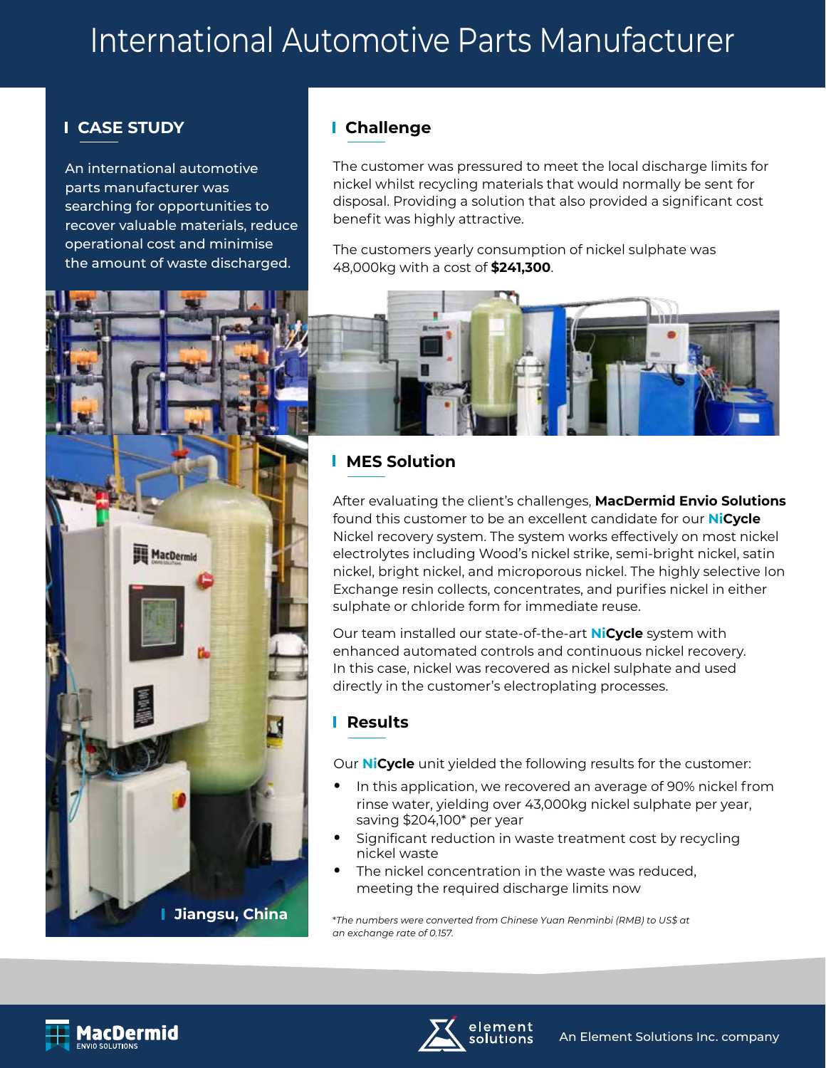# International Automotive Parts Manufacturer

## CASE STUDY

An international automotive parts manufacturer was searching for opportunities to recover valuable materials, reduce operational cost and minimise the amount of waste discharged.

## Challenge

The customer was pressured to meet the local discharge limits for nickel whilst recycling materials that would normally be sent for disposal. Providing a solution that also provided a significant cost benefit was highly attractive.

The customers yearly consumption of nickel sulphate was 48,000kg with a cost of **$241,300**.

## MES Solution

After evaluating the client's challenges, **MacDermid Envio Solutions** found this customer to be an excellent candidate for our **NiCycle** Nickel recovery system. The system works effectively on most nickel electrolytes including Wood's nickel strike, semi-bright nickel, satin nickel, bright nickel, and microporous nickel. The highly selective Ion Exchange resin collects, concentrates, and purifies nickel in either sulphate or chloride form for immediate reuse.

Our team installed our state-of-the-art **NiCycle** system with enhanced automated controls and continuous nickel recovery. In this case, nickel was recovered as nickel sulphate and used directly in the customer's electroplating processes.

## Results

Our **NiCycle** unit yielded the following results for the customer:

- In this application, we recovered an average of 90% nickel from rinse water, yielding over 43,000kg nickel sulphate per year, saving $204,100* per year
- Significant reduction in waste treatment cost by recycling nickel waste
- The nickel concentration in the waste was reduced, meeting the required discharge limits now

*\*The numbers were converted from Chinese Yuan Renminbi (RMB) to US$ at an exchange rate of 0.157.*

**Jiangsu, China**

MacDermid ENVIO SOLUTIONS

element solutions — An Element Solutions Inc. company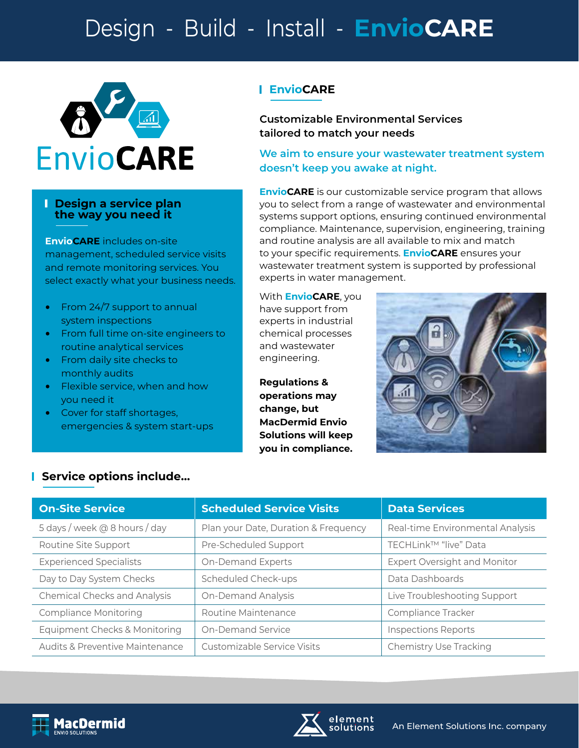# Design - Build - Install - EnvioCARE

EnvioCARE

## Design a service plan the way you need it

**EnvioCARE** includes on-site management, scheduled service visits and remote monitoring services. You select exactly what your business needs.

- From 24/7 support to annual system inspections
- From full time on-site engineers to routine analytical services
- From daily site checks to monthly audits
- Flexible service, when and how you need it
- Cover for staff shortages, emergencies & system start-ups

## EnvioCARE

**Customizable Environmental Services tailored to match your needs**

**We aim to ensure your wastewater treatment system doesn't keep you awake at night.**

**EnvioCARE** is our customizable service program that allows you to select from a range of wastewater and environmental systems support options, ensuring continued environmental compliance. Maintenance, supervision, engineering, training and routine analysis are all available to mix and match to your specific requirements. **EnvioCARE** ensures your wastewater treatment system is supported by professional experts in water management.

With **EnvioCARE**, you have support from experts in industrial chemical processes and wastewater engineering.

**Regulations & operations may change, but MacDermid Envio Solutions will keep you in compliance.**

## Service options include...

| On-Site Service | Scheduled Service Visits | Data Services |
|---|---|---|
| 5 days / week @ 8 hours / day | Plan your Date, Duration & Frequency | Real-time Environmental Analysis |
| Routine Site Support | Pre-Scheduled Support | TECHLink™ "live" Data |
| Experienced Specialists | On-Demand Experts | Expert Oversight and Monitor |
| Day to Day System Checks | Scheduled Check-ups | Data Dashboards |
| Chemical Checks and Analysis | On-Demand Analysis | Live Troubleshooting Support |
| Compliance Monitoring | Routine Maintenance | Compliance Tracker |
| Equipment Checks & Monitoring | On-Demand Service | Inspections Reports |
| Audits & Preventive Maintenance | Customizable Service Visits | Chemistry Use Tracking |

MacDermid ENVIO SOLUTIONS

element solutions — An Element Solutions Inc. company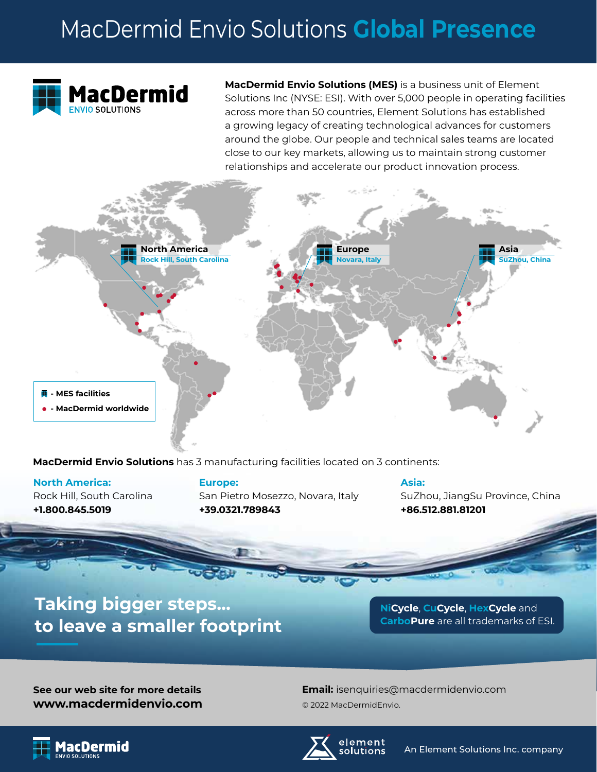# MacDermid Envio Solutions **Global Presence**

**MacDermid Envio Solutions (MES)** is a business unit of Element Solutions Inc (NYSE: ESI). With over 5,000 people in operating facilities across more than 50 countries, Element Solutions has established a growing legacy of creating technological advances for customers around the globe. Our people and technical sales teams are located close to our key markets, allowing us to maintain strong customer relationships and accelerate our product innovation process.

North America
Rock Hill, South Carolina

Europe
Novara, Italy

Asia
SuZhou, China

- MES facilities
- MacDermid worldwide

**MacDermid Envio Solutions** has 3 manufacturing facilities located on 3 continents:

**North America:**
Rock Hill, South Carolina
**+1.800.845.5019**

**Europe:**
San Pietro Mosezzo, Novara, Italy
**+39.0321.789843**

**Asia:**
SuZhou, JiangSu Province, China
**+86.512.881.81201**

## Taking bigger steps... to leave a smaller footprint

**NiCycle**, **CuCycle**, **HexCycle** and **CarboPure** are all trademarks of ESI.

**See our web site for more details**
**www.macdermidenvio.com**

**Email:** isenquiries@macdermidenvio.com

© 2022 MacDermidEnvio.

An Element Solutions Inc. company